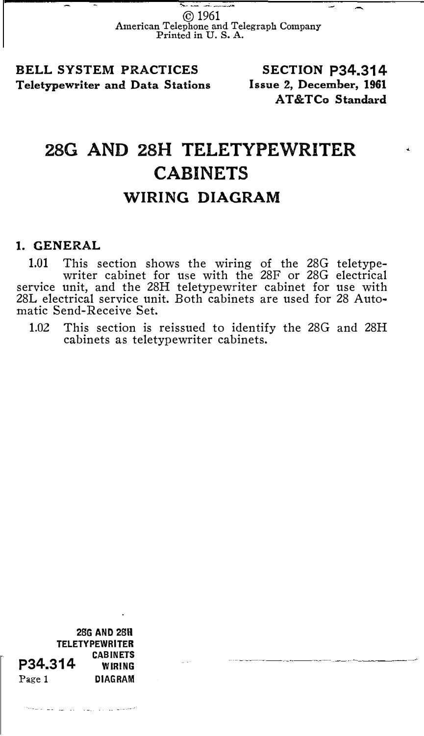© 1961
American Telephone and Telegraph Company
Printed in U. S. A.

**BELL SYSTEM PRACTICES**
**Teletypewriter and Data Stations**

**SECTION P34.314**
**Issue 2, December, 1961**
**AT&TCo Standard**

# 28G AND 28H TELETYPEWRITER CABINETS

## WIRING DIAGRAM

### 1. GENERAL

1.01 This section shows the wiring of the 28G teletypewriter cabinet for use with the 28F or 28G electrical service unit, and the 28H teletypewriter cabinet for use with 28L electrical service unit. Both cabinets are used for 28 Automatic Send-Receive Set.

1.02 This section is reissued to identify the 28G and 28H cabinets as teletypewriter cabinets.

28G AND 28H TELETYPEWRITER CABINETS WIRING DIAGRAM
P34.314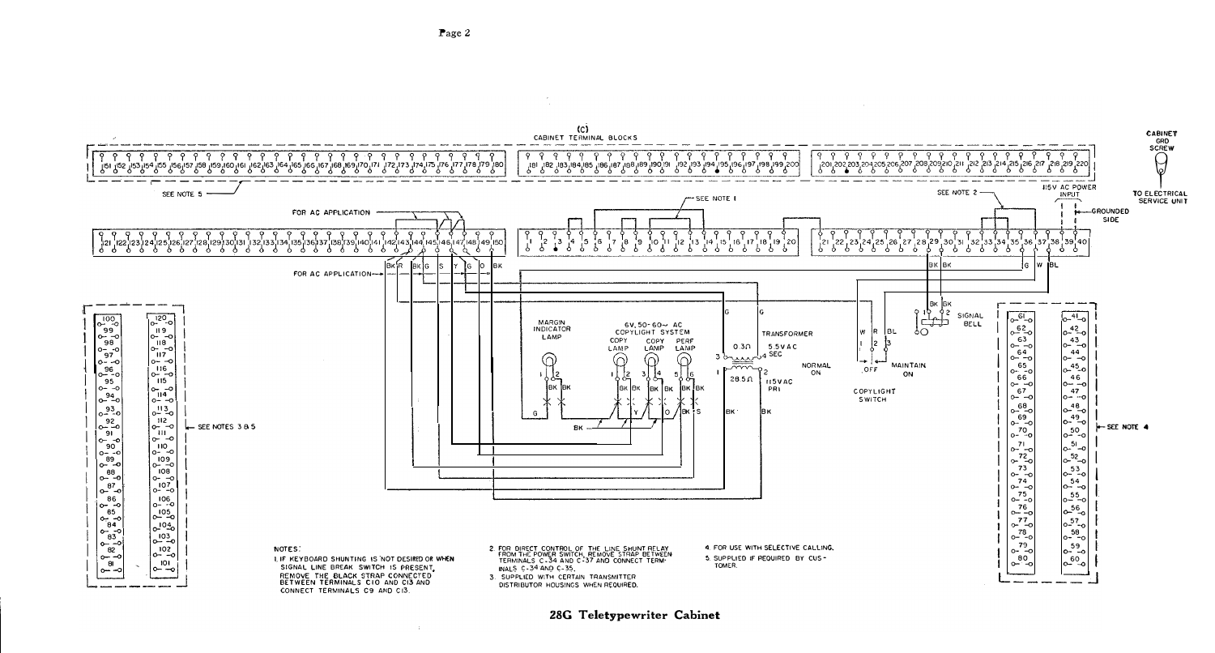(C)
CABINET TERMINAL BLOCKS

CABINET GRD SCREW

TO ELECTRICAL SERVICE UNIT

SEE NOTE 5

SEE NOTE 1

SEE NOTE 2

115V AC POWER INPUT

GROUNDED SIDE

FOR AC APPLICATION

MARGIN INDICATOR LAMP

6V, 50-60~ AC COPYLIGHT SYSTEM

COPY LAMP

COPY LAMP

PERF LAMP

TRANSFORMER

0.3Ω

5.5VAC SEC

28.5Ω

115VAC PRI

NORMAL ON

OFF

MAINTAIN ON

COPYLIGHT SWITCH

SIGNAL BELL

SEE NOTES 3 & 5

SEE NOTE 4

NOTES:

1. IF KEYBOARD SHUNTING IS NOT DESIRED OR WHEN SIGNAL LINE BREAK SWITCH IS PRESENT, REMOVE THE BLACK STRAP CONNECTED BETWEEN TERMINALS C10 AND C13 AND CONNECT TERMINALS C9 AND C13.
2. FOR DIRECT CONTROL OF THE LINE SHUNT RELAY FROM THE POWER SWITCH, REMOVE STRAP BETWEEN TERMINALS C-34 AND C-37 AND CONNECT TERMINALS C-34 AND C-35.
3. SUPPLIED WITH CERTAIN TRANSMITTER DISTRIBUTOR HOUSINGS WHEN REQUIRED.
4. FOR USE WITH SELECTIVE CALLING.
5. SUPPLIED IF REQUIRED BY CUSTOMER.

**28G Teletypewriter Cabinet**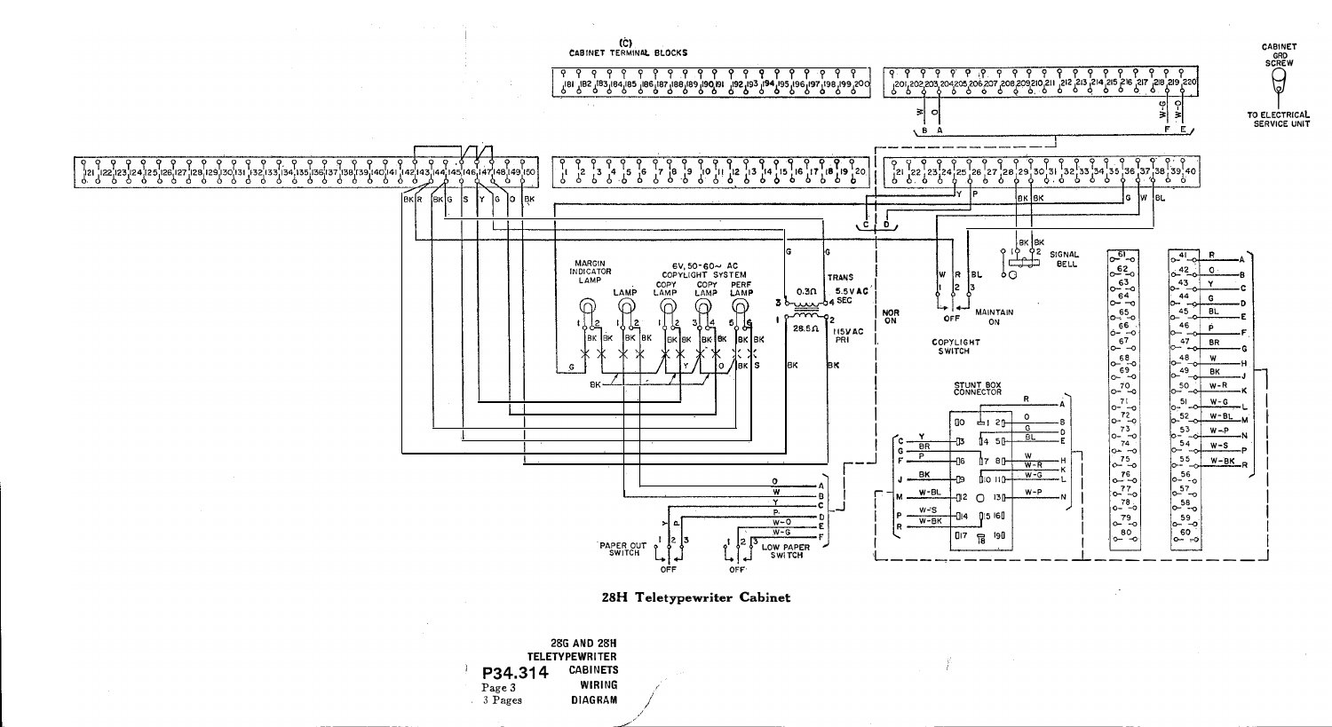(C)
CABINET TERMINAL BLOCKS

CABINET GRD SCREW

TO ELECTRICAL SERVICE UNIT

MARGIN INDICATOR LAMP

6V, 50-60~ AC COPYLIGHT SYSTEM

LAMP

COPY LAMP

COPY LAMP

PERF LAMP

TRANS

0.3Ω

5.5VAC SEC

28.5Ω

115VAC PRI

NOR ON

OFF

MAINTAIN ON

COPYLIGHT SWITCH

SIGNAL BELL

STUNT BOX CONNECTOR

PAPER OUT SWITCH

LOW PAPER SWITCH

OFF

OFF

**28H Teletypewriter Cabinet**

**28G AND 28H TELETYPEWRITER CABINETS WIRING DIAGRAM**

**P34.314**
Page 3
3 Pages